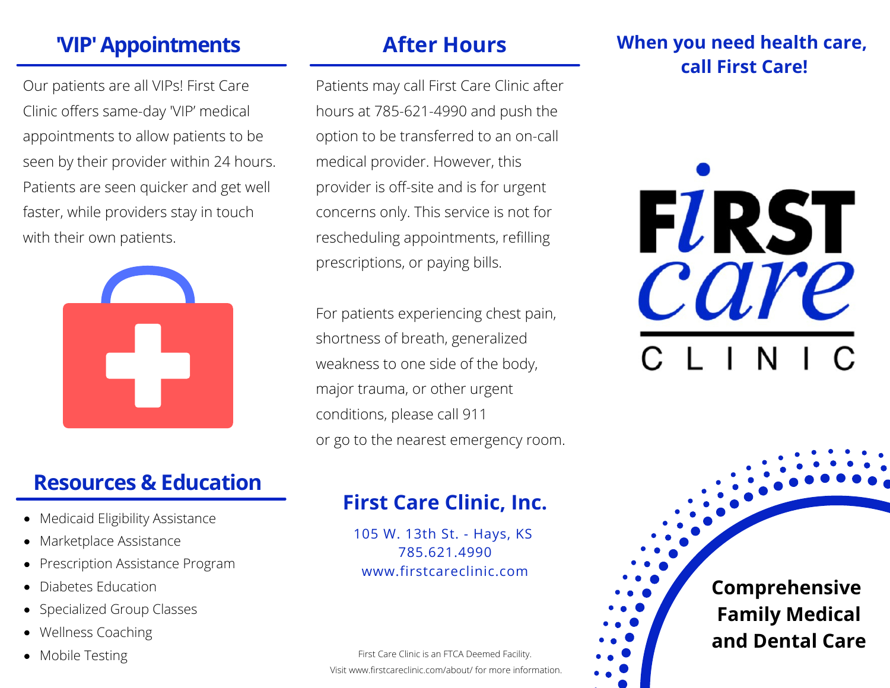## 'VIP' Appointments

Our patients are all VIPs! First Care Clinic offers same-day 'VIP' medical appointments to allow patients to be seen by their provider within 24 hours. Patients are seen quicker and get well faster, while providers stay in touch with their own patients.

## Resources & Education

- Medicaid Eligibility Assistance
- Marketplace Assistance
- Prescription Assistance Program
- Diabetes Education
- Specialized Group Classes
- Wellness Coaching
- Mobile Testing

## After Hours

Patients may call First Care Clinic after hours at 785-621-4990 and push the option to be transferred to an on-call medical provider. However, this provider is off-site and is for urgent concerns only. This service is not for rescheduling appointments, refilling prescriptions, or paying bills.

For patients experiencing chest pain, shortness of breath, generalized weakness to one side of the body, major trauma, or other urgent conditions, please call 911 or go to the nearest emergency room.

### First Care Clinic, Inc.

105 W. 13th St. - Hays, KS
785.621.4990
www.firstcareclinic.com

First Care Clinic is an FTCA Deemed Facility.
Visit www.firstcareclinic.com/about/ for more information.

### When you need health care, call First Care!

FIRST care CLINIC

**Comprehensive Family Medical and Dental Care**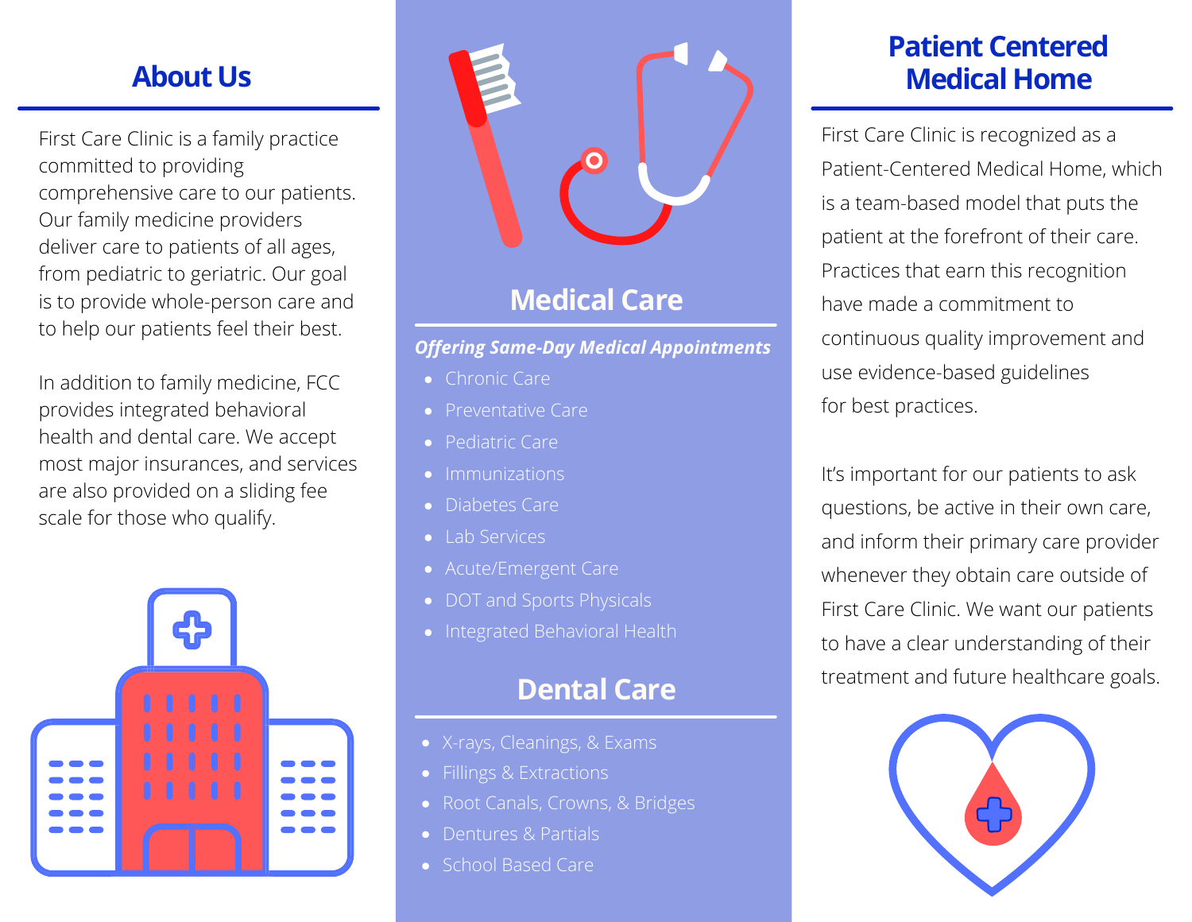## About Us

First Care Clinic is a family practice committed to providing comprehensive care to our patients. Our family medicine providers deliver care to patients of all ages, from pediatric to geriatric. Our goal is to provide whole-person care and to help our patients feel their best.

In addition to family medicine, FCC provides integrated behavioral health and dental care. We accept most major insurances, and services are also provided on a sliding fee scale for those who qualify.

## Medical Care

***Offering Same-Day Medical Appointments***

- Chronic Care
- Preventative Care
- Pediatric Care
- Immunizations
- Diabetes Care
- Lab Services
- Acute/Emergent Care
- DOT and Sports Physicals
- Integrated Behavioral Health

## Dental Care

- X-rays, Cleanings, & Exams
- Fillings & Extractions
- Root Canals, Crowns, & Bridges
- Dentures & Partials
- School Based Care

## Patient Centered Medical Home

First Care Clinic is recognized as a Patient-Centered Medical Home, which is a team-based model that puts the patient at the forefront of their care. Practices that earn this recognition have made a commitment to continuous quality improvement and use evidence-based guidelines for best practices.

It's important for our patients to ask questions, be active in their own care, and inform their primary care provider whenever they obtain care outside of First Care Clinic. We want our patients to have a clear understanding of their treatment and future healthcare goals.